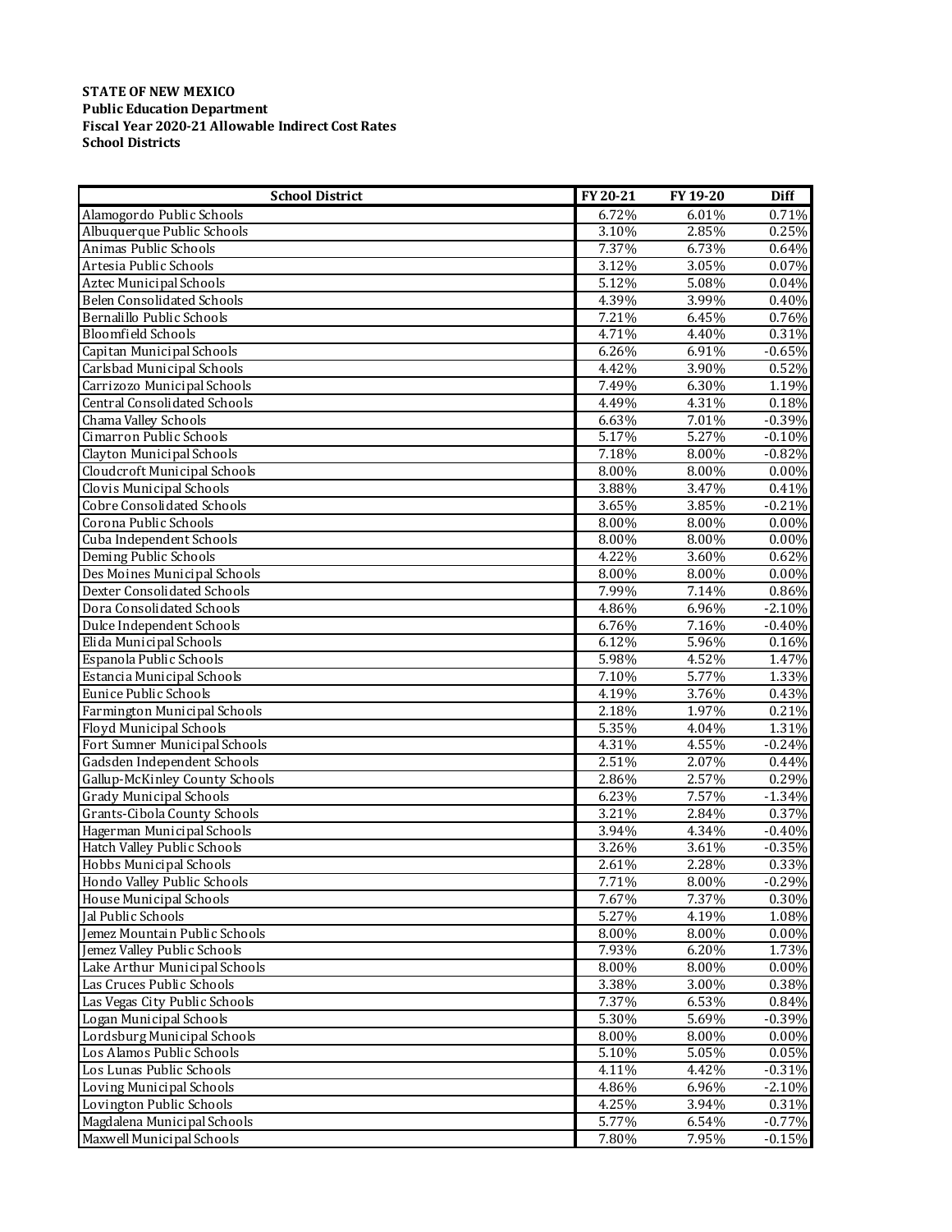**STATE OF NEW MEXICO**
**Public Education Department**
**Fiscal Year 2020-21 Allowable Indirect Cost Rates**
**School Districts**

| School District | FY 20-21 | FY 19-20 | Diff |
|---|---|---|---|
| Alamogordo Public Schools | 6.72% | 6.01% | 0.71% |
| Albuquerque Public Schools | 3.10% | 2.85% | 0.25% |
| Animas Public Schools | 7.37% | 6.73% | 0.64% |
| Artesia Public Schools | 3.12% | 3.05% | 0.07% |
| Aztec Municipal Schools | 5.12% | 5.08% | 0.04% |
| Belen Consolidated Schools | 4.39% | 3.99% | 0.40% |
| Bernalillo Public Schools | 7.21% | 6.45% | 0.76% |
| Bloomfield Schools | 4.71% | 4.40% | 0.31% |
| Capitan Municipal Schools | 6.26% | 6.91% | -0.65% |
| Carlsbad Municipal Schools | 4.42% | 3.90% | 0.52% |
| Carrizozo Municipal Schools | 7.49% | 6.30% | 1.19% |
| Central Consolidated Schools | 4.49% | 4.31% | 0.18% |
| Chama Valley Schools | 6.63% | 7.01% | -0.39% |
| Cimarron Public Schools | 5.17% | 5.27% | -0.10% |
| Clayton Municipal Schools | 7.18% | 8.00% | -0.82% |
| Cloudcroft Municipal Schools | 8.00% | 8.00% | 0.00% |
| Clovis Municipal Schools | 3.88% | 3.47% | 0.41% |
| Cobre Consolidated Schools | 3.65% | 3.85% | -0.21% |
| Corona Public Schools | 8.00% | 8.00% | 0.00% |
| Cuba Independent Schools | 8.00% | 8.00% | 0.00% |
| Deming Public Schools | 4.22% | 3.60% | 0.62% |
| Des Moines Municipal Schools | 8.00% | 8.00% | 0.00% |
| Dexter Consolidated Schools | 7.99% | 7.14% | 0.86% |
| Dora Consolidated Schools | 4.86% | 6.96% | -2.10% |
| Dulce Independent Schools | 6.76% | 7.16% | -0.40% |
| Elida Municipal Schools | 6.12% | 5.96% | 0.16% |
| Espanola Public Schools | 5.98% | 4.52% | 1.47% |
| Estancia Municipal Schools | 7.10% | 5.77% | 1.33% |
| Eunice Public Schools | 4.19% | 3.76% | 0.43% |
| Farmington Municipal Schools | 2.18% | 1.97% | 0.21% |
| Floyd Municipal Schools | 5.35% | 4.04% | 1.31% |
| Fort Sumner Municipal Schools | 4.31% | 4.55% | -0.24% |
| Gadsden Independent Schools | 2.51% | 2.07% | 0.44% |
| Gallup-McKinley County Schools | 2.86% | 2.57% | 0.29% |
| Grady Municipal Schools | 6.23% | 7.57% | -1.34% |
| Grants-Cibola County Schools | 3.21% | 2.84% | 0.37% |
| Hagerman Municipal Schools | 3.94% | 4.34% | -0.40% |
| Hatch Valley Public Schools | 3.26% | 3.61% | -0.35% |
| Hobbs Municipal Schools | 2.61% | 2.28% | 0.33% |
| Hondo Valley Public Schools | 7.71% | 8.00% | -0.29% |
| House Municipal Schools | 7.67% | 7.37% | 0.30% |
| Jal Public Schools | 5.27% | 4.19% | 1.08% |
| Jemez Mountain Public Schools | 8.00% | 8.00% | 0.00% |
| Jemez Valley Public Schools | 7.93% | 6.20% | 1.73% |
| Lake Arthur Municipal Schools | 8.00% | 8.00% | 0.00% |
| Las Cruces Public Schools | 3.38% | 3.00% | 0.38% |
| Las Vegas City Public Schools | 7.37% | 6.53% | 0.84% |
| Logan Municipal Schools | 5.30% | 5.69% | -0.39% |
| Lordsburg Municipal Schools | 8.00% | 8.00% | 0.00% |
| Los Alamos Public Schools | 5.10% | 5.05% | 0.05% |
| Los Lunas Public Schools | 4.11% | 4.42% | -0.31% |
| Loving Municipal Schools | 4.86% | 6.96% | -2.10% |
| Lovington Public Schools | 4.25% | 3.94% | 0.31% |
| Magdalena Municipal Schools | 5.77% | 6.54% | -0.77% |
| Maxwell Municipal Schools | 7.80% | 7.95% | -0.15% |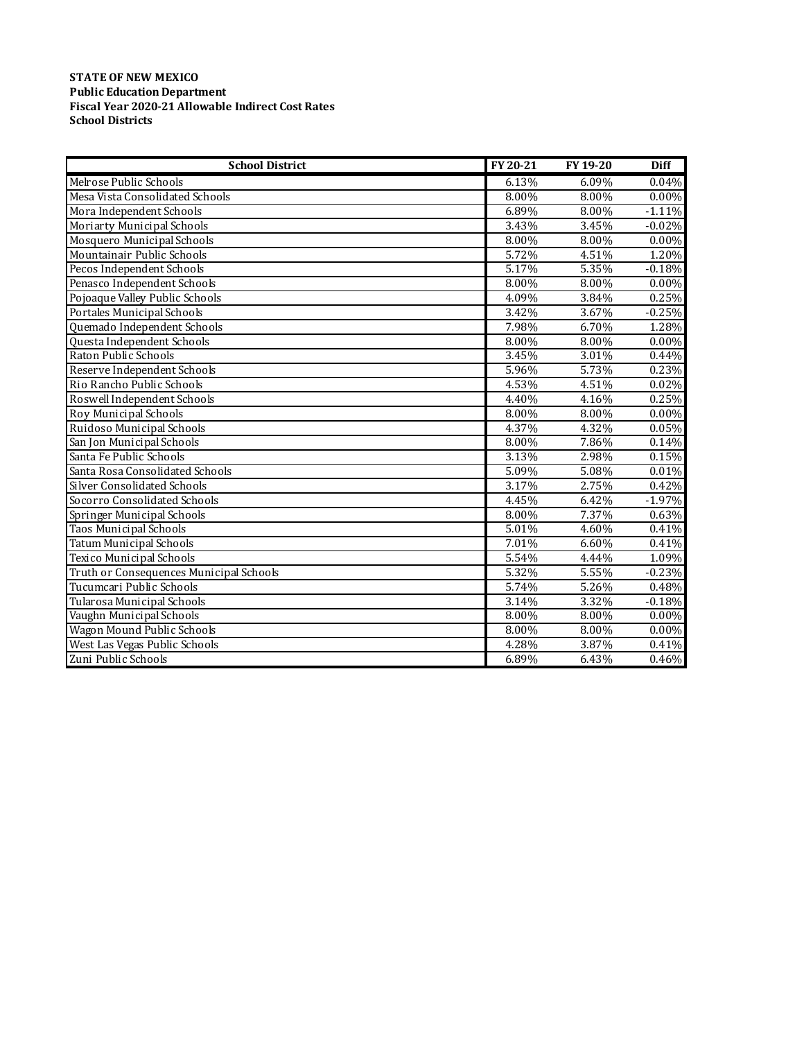**STATE OF NEW MEXICO**
**Public Education Department**
**Fiscal Year 2020-21 Allowable Indirect Cost Rates**
**School Districts**

| School District | FY 20-21 | FY 19-20 | Diff |
|---|---|---|---|
| Melrose Public Schools | 6.13% | 6.09% | 0.04% |
| Mesa Vista Consolidated Schools | 8.00% | 8.00% | 0.00% |
| Mora Independent Schools | 6.89% | 8.00% | -1.11% |
| Moriarty Municipal Schools | 3.43% | 3.45% | -0.02% |
| Mosquero Municipal Schools | 8.00% | 8.00% | 0.00% |
| Mountainair Public Schools | 5.72% | 4.51% | 1.20% |
| Pecos Independent Schools | 5.17% | 5.35% | -0.18% |
| Penasco Independent Schools | 8.00% | 8.00% | 0.00% |
| Pojoaque Valley Public Schools | 4.09% | 3.84% | 0.25% |
| Portales Municipal Schools | 3.42% | 3.67% | -0.25% |
| Quemado Independent Schools | 7.98% | 6.70% | 1.28% |
| Questa Independent Schools | 8.00% | 8.00% | 0.00% |
| Raton Public Schools | 3.45% | 3.01% | 0.44% |
| Reserve Independent Schools | 5.96% | 5.73% | 0.23% |
| Rio Rancho Public Schools | 4.53% | 4.51% | 0.02% |
| Roswell Independent Schools | 4.40% | 4.16% | 0.25% |
| Roy Municipal Schools | 8.00% | 8.00% | 0.00% |
| Ruidoso Municipal Schools | 4.37% | 4.32% | 0.05% |
| San Jon Municipal Schools | 8.00% | 7.86% | 0.14% |
| Santa Fe Public Schools | 3.13% | 2.98% | 0.15% |
| Santa Rosa Consolidated Schools | 5.09% | 5.08% | 0.01% |
| Silver Consolidated Schools | 3.17% | 2.75% | 0.42% |
| Socorro Consolidated Schools | 4.45% | 6.42% | -1.97% |
| Springer Municipal Schools | 8.00% | 7.37% | 0.63% |
| Taos Municipal Schools | 5.01% | 4.60% | 0.41% |
| Tatum Municipal Schools | 7.01% | 6.60% | 0.41% |
| Texico Municipal Schools | 5.54% | 4.44% | 1.09% |
| Truth or Consequences Municipal Schools | 5.32% | 5.55% | -0.23% |
| Tucumcari Public Schools | 5.74% | 5.26% | 0.48% |
| Tularosa Municipal Schools | 3.14% | 3.32% | -0.18% |
| Vaughn Municipal Schools | 8.00% | 8.00% | 0.00% |
| Wagon Mound Public Schools | 8.00% | 8.00% | 0.00% |
| West Las Vegas Public Schools | 4.28% | 3.87% | 0.41% |
| Zuni Public Schools | 6.89% | 6.43% | 0.46% |